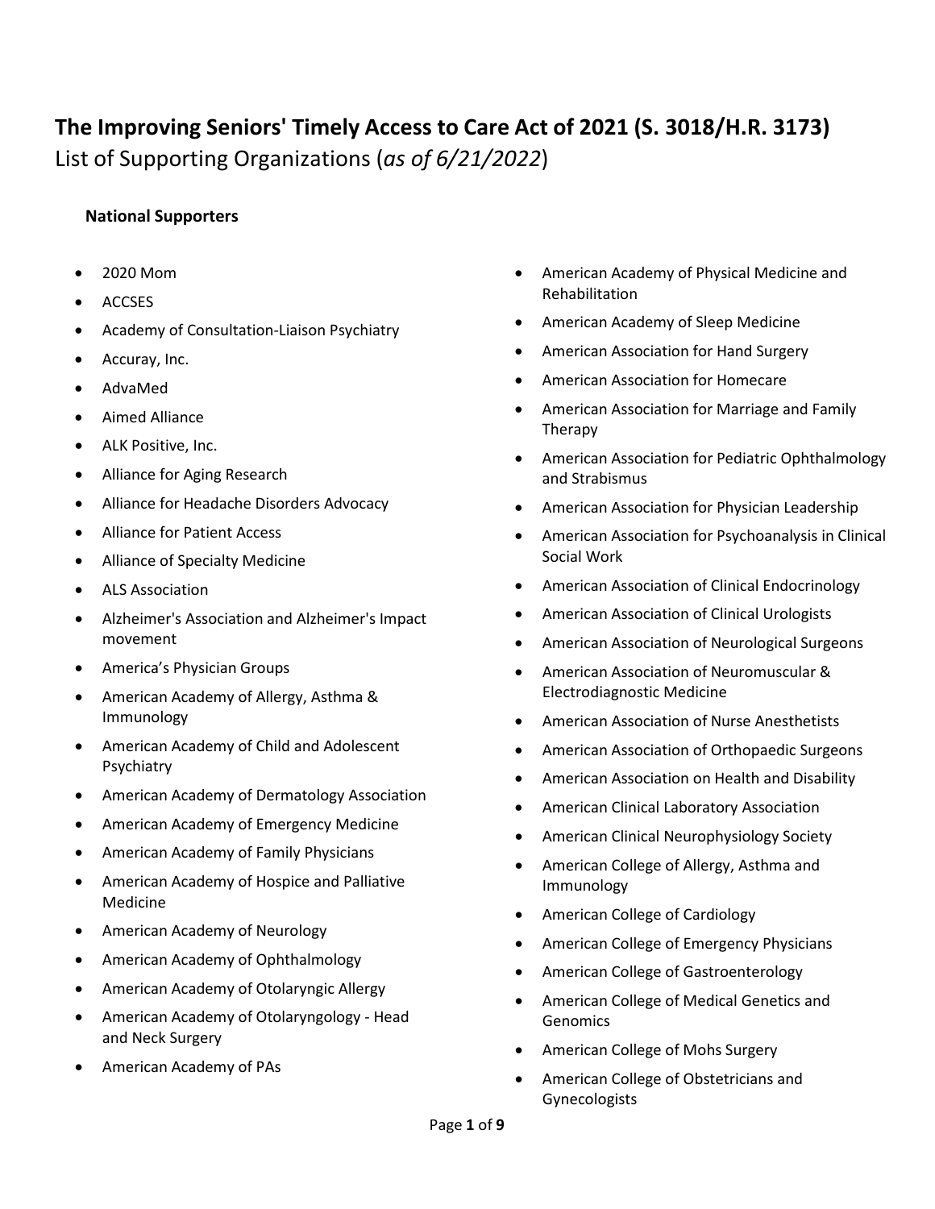# The Improving Seniors' Timely Access to Care Act of 2021 (S. 3018/H.R. 3173)

List of Supporting Organizations (*as of 6/21/2022*)

### National Supporters

- 2020 Mom
- ACCSES
- Academy of Consultation-Liaison Psychiatry
- Accuray, Inc.
- AdvaMed
- Aimed Alliance
- ALK Positive, Inc.
- Alliance for Aging Research
- Alliance for Headache Disorders Advocacy
- Alliance for Patient Access
- Alliance of Specialty Medicine
- ALS Association
- Alzheimer's Association and Alzheimer's Impact movement
- America's Physician Groups
- American Academy of Allergy, Asthma & Immunology
- American Academy of Child and Adolescent Psychiatry
- American Academy of Dermatology Association
- American Academy of Emergency Medicine
- American Academy of Family Physicians
- American Academy of Hospice and Palliative Medicine
- American Academy of Neurology
- American Academy of Ophthalmology
- American Academy of Otolaryngic Allergy
- American Academy of Otolaryngology - Head and Neck Surgery
- American Academy of PAs
- American Academy of Physical Medicine and Rehabilitation
- American Academy of Sleep Medicine
- American Association for Hand Surgery
- American Association for Homecare
- American Association for Marriage and Family Therapy
- American Association for Pediatric Ophthalmology and Strabismus
- American Association for Physician Leadership
- American Association for Psychoanalysis in Clinical Social Work
- American Association of Clinical Endocrinology
- American Association of Clinical Urologists
- American Association of Neurological Surgeons
- American Association of Neuromuscular & Electrodiagnostic Medicine
- American Association of Nurse Anesthetists
- American Association of Orthopaedic Surgeons
- American Association on Health and Disability
- American Clinical Laboratory Association
- American Clinical Neurophysiology Society
- American College of Allergy, Asthma and Immunology
- American College of Cardiology
- American College of Emergency Physicians
- American College of Gastroenterology
- American College of Medical Genetics and Genomics
- American College of Mohs Surgery
- American College of Obstetricians and Gynecologists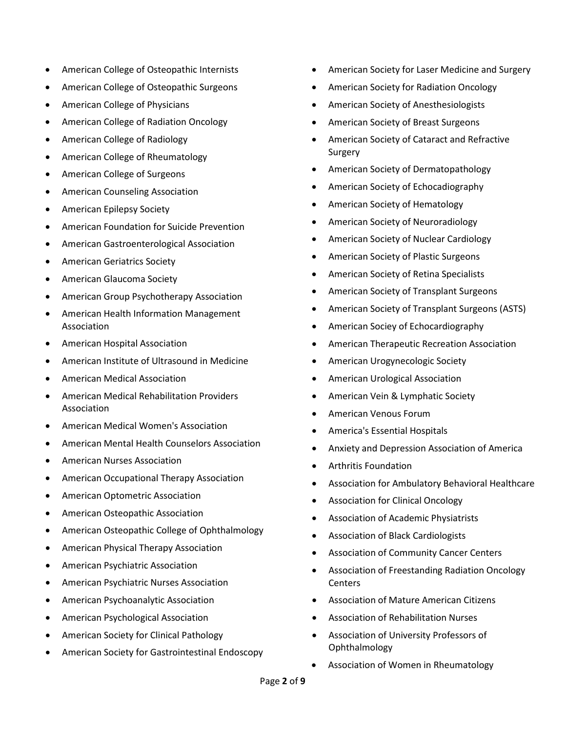- American College of Osteopathic Internists
- American College of Osteopathic Surgeons
- American College of Physicians
- American College of Radiation Oncology
- American College of Radiology
- American College of Rheumatology
- American College of Surgeons
- American Counseling Association
- American Epilepsy Society
- American Foundation for Suicide Prevention
- American Gastroenterological Association
- American Geriatrics Society
- American Glaucoma Society
- American Group Psychotherapy Association
- American Health Information Management Association
- American Hospital Association
- American Institute of Ultrasound in Medicine
- American Medical Association
- American Medical Rehabilitation Providers Association
- American Medical Women's Association
- American Mental Health Counselors Association
- American Nurses Association
- American Occupational Therapy Association
- American Optometric Association
- American Osteopathic Association
- American Osteopathic College of Ophthalmology
- American Physical Therapy Association
- American Psychiatric Association
- American Psychiatric Nurses Association
- American Psychoanalytic Association
- American Psychological Association
- American Society for Clinical Pathology
- American Society for Gastrointestinal Endoscopy
- American Society for Laser Medicine and Surgery
- American Society for Radiation Oncology
- American Society of Anesthesiologists
- American Society of Breast Surgeons
- American Society of Cataract and Refractive Surgery
- American Society of Dermatopathology
- American Society of Echocadiography
- American Society of Hematology
- American Society of Neuroradiology
- American Society of Nuclear Cardiology
- American Society of Plastic Surgeons
- American Society of Retina Specialists
- American Society of Transplant Surgeons
- American Society of Transplant Surgeons (ASTS)
- American Sociey of Echocardiography
- American Therapeutic Recreation Association
- American Urogynecologic Society
- American Urological Association
- American Vein & Lymphatic Society
- American Venous Forum
- America's Essential Hospitals
- Anxiety and Depression Association of America
- Arthritis Foundation
- Association for Ambulatory Behavioral Healthcare
- Association for Clinical Oncology
- Association of Academic Physiatrists
- Association of Black Cardiologists
- Association of Community Cancer Centers
- Association of Freestanding Radiation Oncology Centers
- Association of Mature American Citizens
- Association of Rehabilitation Nurses
- Association of University Professors of Ophthalmology
- Association of Women in Rheumatology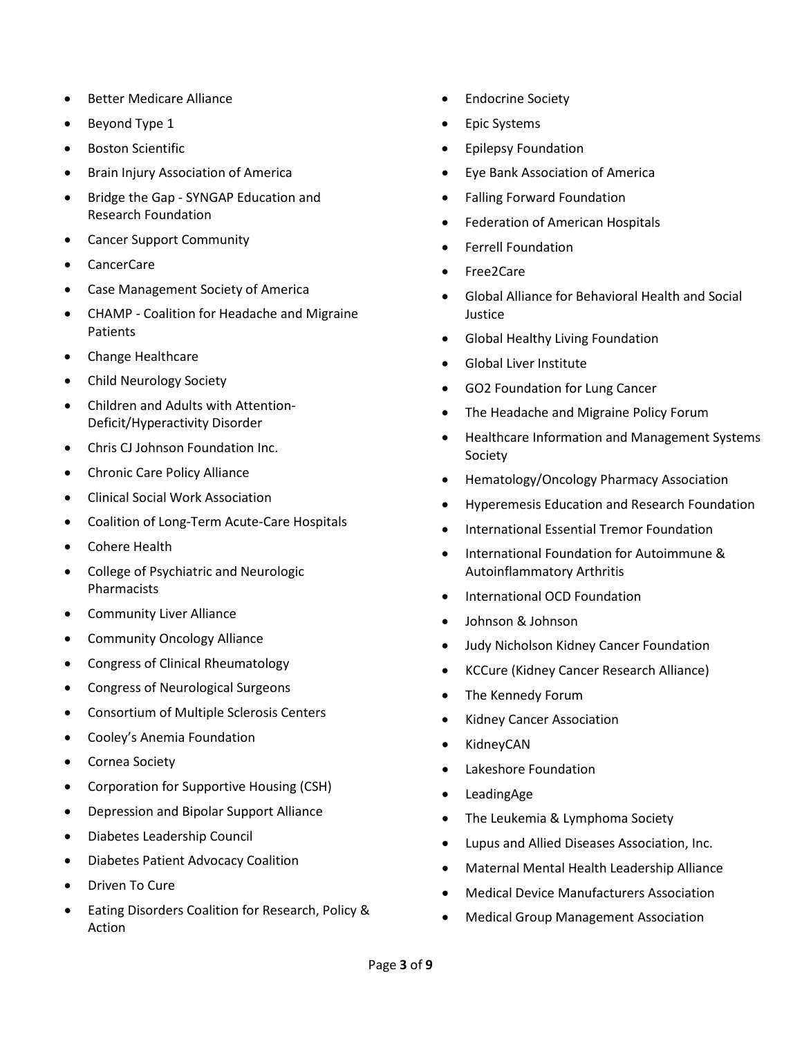- Better Medicare Alliance
- Beyond Type 1
- Boston Scientific
- Brain Injury Association of America
- Bridge the Gap - SYNGAP Education and Research Foundation
- Cancer Support Community
- CancerCare
- Case Management Society of America
- CHAMP - Coalition for Headache and Migraine Patients
- Change Healthcare
- Child Neurology Society
- Children and Adults with Attention-Deficit/Hyperactivity Disorder
- Chris CJ Johnson Foundation Inc.
- Chronic Care Policy Alliance
- Clinical Social Work Association
- Coalition of Long-Term Acute-Care Hospitals
- Cohere Health
- College of Psychiatric and Neurologic Pharmacists
- Community Liver Alliance
- Community Oncology Alliance
- Congress of Clinical Rheumatology
- Congress of Neurological Surgeons
- Consortium of Multiple Sclerosis Centers
- Cooley's Anemia Foundation
- Cornea Society
- Corporation for Supportive Housing (CSH)
- Depression and Bipolar Support Alliance
- Diabetes Leadership Council
- Diabetes Patient Advocacy Coalition
- Driven To Cure
- Eating Disorders Coalition for Research, Policy & Action
- Endocrine Society
- Epic Systems
- Epilepsy Foundation
- Eye Bank Association of America
- Falling Forward Foundation
- Federation of American Hospitals
- Ferrell Foundation
- Free2Care
- Global Alliance for Behavioral Health and Social Justice
- Global Healthy Living Foundation
- Global Liver Institute
- GO2 Foundation for Lung Cancer
- The Headache and Migraine Policy Forum
- Healthcare Information and Management Systems Society
- Hematology/Oncology Pharmacy Association
- Hyperemesis Education and Research Foundation
- International Essential Tremor Foundation
- International Foundation for Autoimmune & Autoinflammatory Arthritis
- International OCD Foundation
- Johnson & Johnson
- Judy Nicholson Kidney Cancer Foundation
- KCCure (Kidney Cancer Research Alliance)
- The Kennedy Forum
- Kidney Cancer Association
- KidneyCAN
- Lakeshore Foundation
- LeadingAge
- The Leukemia & Lymphoma Society
- Lupus and Allied Diseases Association, Inc.
- Maternal Mental Health Leadership Alliance
- Medical Device Manufacturers Association
- Medical Group Management Association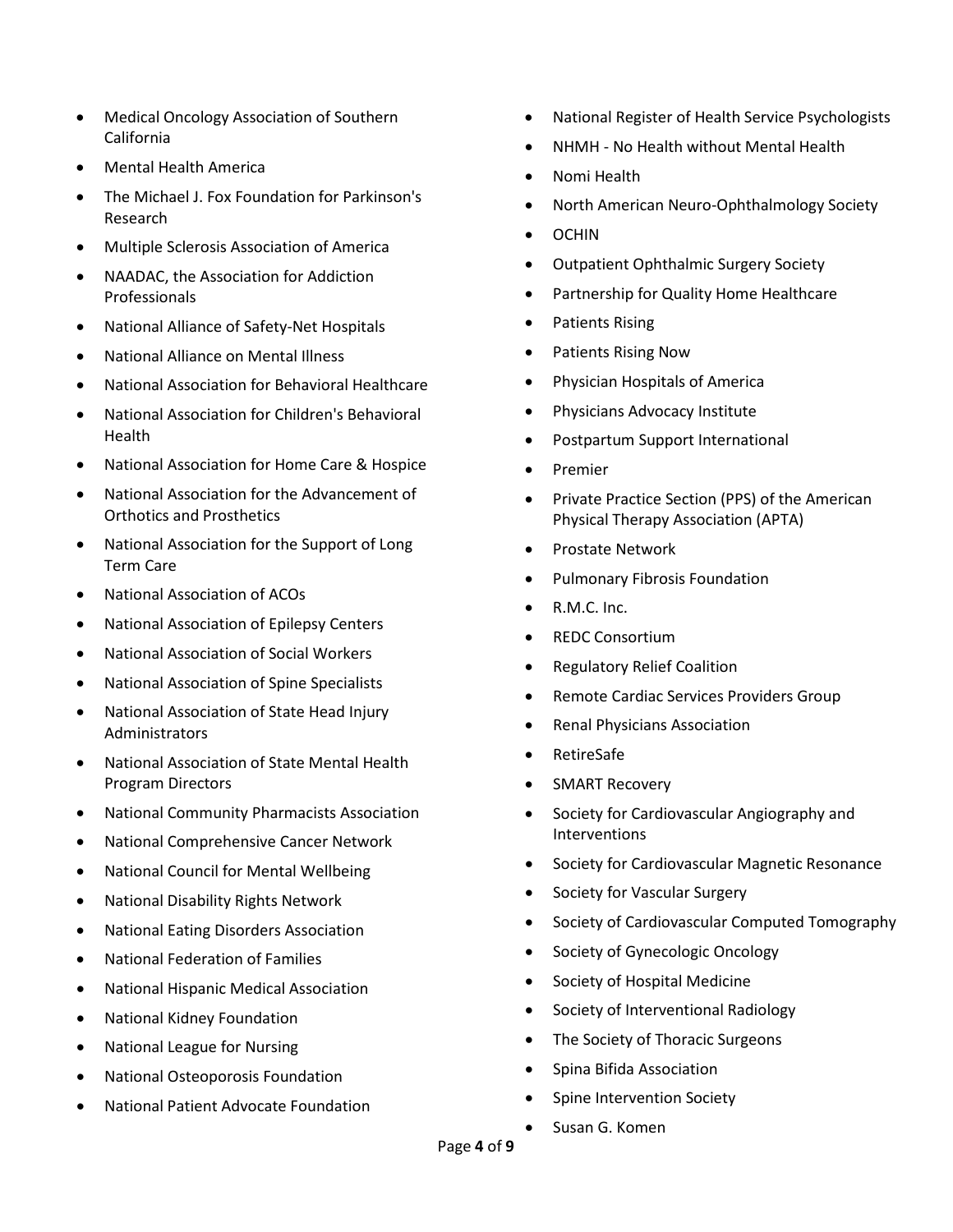- Medical Oncology Association of Southern California
- Mental Health America
- The Michael J. Fox Foundation for Parkinson's Research
- Multiple Sclerosis Association of America
- NAADAC, the Association for Addiction Professionals
- National Alliance of Safety-Net Hospitals
- National Alliance on Mental Illness
- National Association for Behavioral Healthcare
- National Association for Children's Behavioral Health
- National Association for Home Care & Hospice
- National Association for the Advancement of Orthotics and Prosthetics
- National Association for the Support of Long Term Care
- National Association of ACOs
- National Association of Epilepsy Centers
- National Association of Social Workers
- National Association of Spine Specialists
- National Association of State Head Injury Administrators
- National Association of State Mental Health Program Directors
- National Community Pharmacists Association
- National Comprehensive Cancer Network
- National Council for Mental Wellbeing
- National Disability Rights Network
- National Eating Disorders Association
- National Federation of Families
- National Hispanic Medical Association
- National Kidney Foundation
- National League for Nursing
- National Osteoporosis Foundation
- National Patient Advocate Foundation
- National Register of Health Service Psychologists
- NHMH - No Health without Mental Health
- Nomi Health
- North American Neuro-Ophthalmology Society
- OCHIN
- Outpatient Ophthalmic Surgery Society
- Partnership for Quality Home Healthcare
- Patients Rising
- Patients Rising Now
- Physician Hospitals of America
- Physicians Advocacy Institute
- Postpartum Support International
- Premier
- Private Practice Section (PPS) of the American Physical Therapy Association (APTA)
- Prostate Network
- Pulmonary Fibrosis Foundation
- R.M.C. Inc.
- REDC Consortium
- Regulatory Relief Coalition
- Remote Cardiac Services Providers Group
- Renal Physicians Association
- RetireSafe
- SMART Recovery
- Society for Cardiovascular Angiography and Interventions
- Society for Cardiovascular Magnetic Resonance
- Society for Vascular Surgery
- Society of Cardiovascular Computed Tomography
- Society of Gynecologic Oncology
- Society of Hospital Medicine
- Society of Interventional Radiology
- The Society of Thoracic Surgeons
- Spina Bifida Association
- Spine Intervention Society
- Susan G. Komen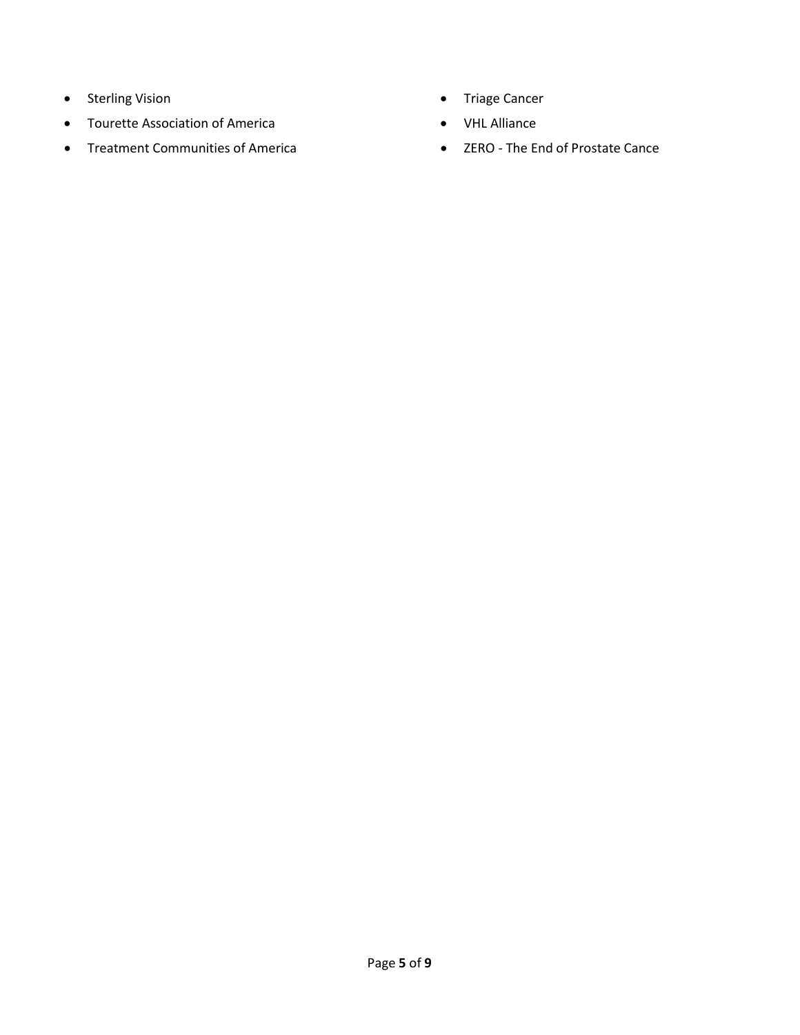- Sterling Vision
- Tourette Association of America
- Treatment Communities of America
- Triage Cancer
- VHL Alliance
- ZERO - The End of Prostate Cance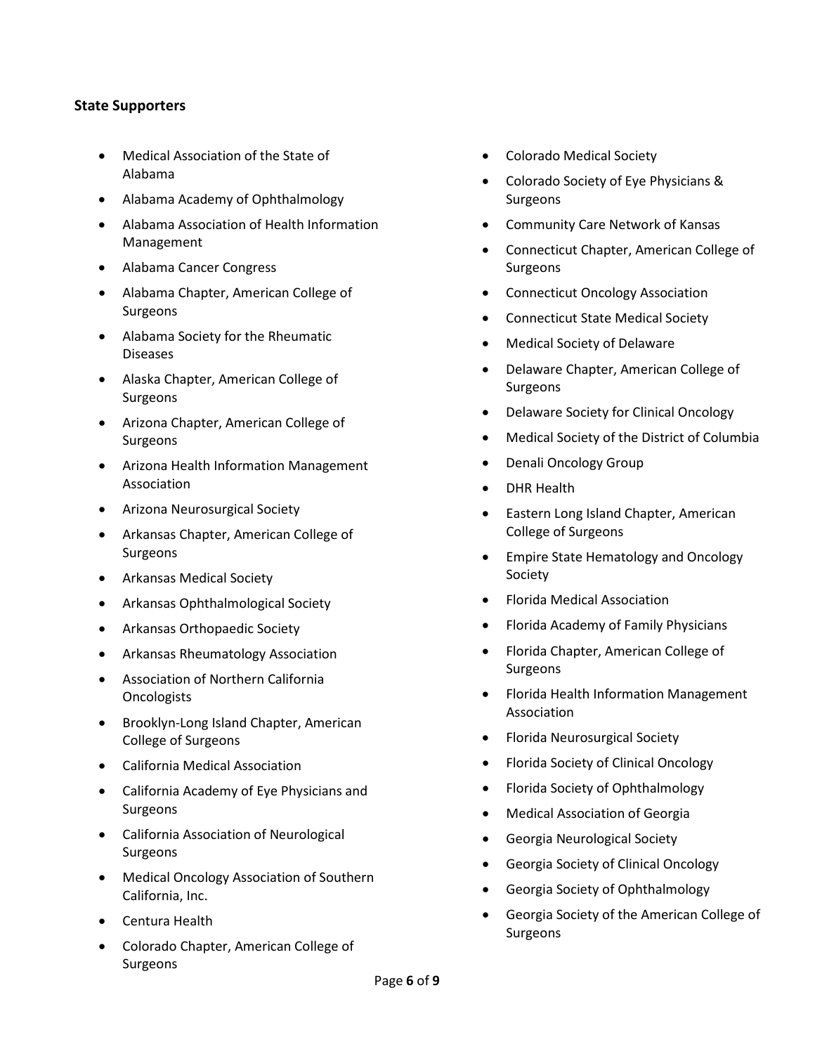**State Supporters**

- Medical Association of the State of Alabama
- Alabama Academy of Ophthalmology
- Alabama Association of Health Information Management
- Alabama Cancer Congress
- Alabama Chapter, American College of Surgeons
- Alabama Society for the Rheumatic Diseases
- Alaska Chapter, American College of Surgeons
- Arizona Chapter, American College of Surgeons
- Arizona Health Information Management Association
- Arizona Neurosurgical Society
- Arkansas Chapter, American College of Surgeons
- Arkansas Medical Society
- Arkansas Ophthalmological Society
- Arkansas Orthopaedic Society
- Arkansas Rheumatology Association
- Association of Northern California Oncologists
- Brooklyn-Long Island Chapter, American College of Surgeons
- California Medical Association
- California Academy of Eye Physicians and Surgeons
- California Association of Neurological Surgeons
- Medical Oncology Association of Southern California, Inc.
- Centura Health
- Colorado Chapter, American College of Surgeons
- Colorado Medical Society
- Colorado Society of Eye Physicians & Surgeons
- Community Care Network of Kansas
- Connecticut Chapter, American College of Surgeons
- Connecticut Oncology Association
- Connecticut State Medical Society
- Medical Society of Delaware
- Delaware Chapter, American College of Surgeons
- Delaware Society for Clinical Oncology
- Medical Society of the District of Columbia
- Denali Oncology Group
- DHR Health
- Eastern Long Island Chapter, American College of Surgeons
- Empire State Hematology and Oncology Society
- Florida Medical Association
- Florida Academy of Family Physicians
- Florida Chapter, American College of Surgeons
- Florida Health Information Management Association
- Florida Neurosurgical Society
- Florida Society of Clinical Oncology
- Florida Society of Ophthalmology
- Medical Association of Georgia
- Georgia Neurological Society
- Georgia Society of Clinical Oncology
- Georgia Society of Ophthalmology
- Georgia Society of the American College of Surgeons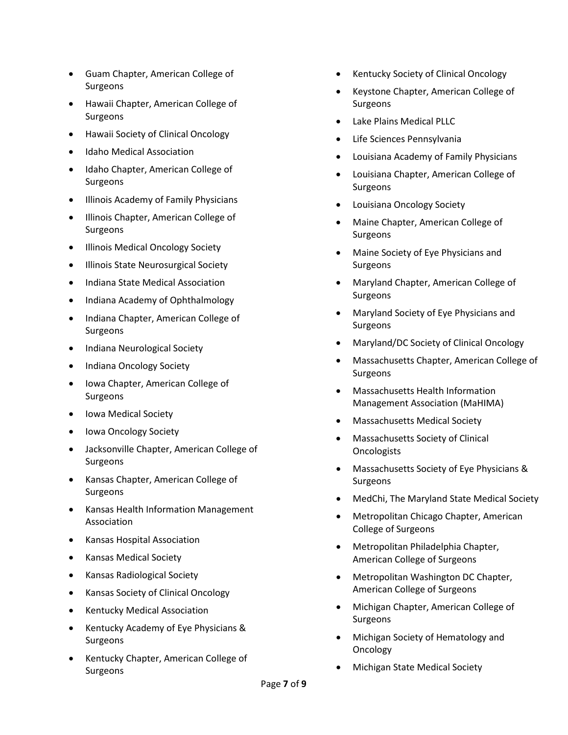- Guam Chapter, American College of Surgeons
- Hawaii Chapter, American College of Surgeons
- Hawaii Society of Clinical Oncology
- Idaho Medical Association
- Idaho Chapter, American College of Surgeons
- Illinois Academy of Family Physicians
- Illinois Chapter, American College of Surgeons
- Illinois Medical Oncology Society
- Illinois State Neurosurgical Society
- Indiana State Medical Association
- Indiana Academy of Ophthalmology
- Indiana Chapter, American College of Surgeons
- Indiana Neurological Society
- Indiana Oncology Society
- Iowa Chapter, American College of Surgeons
- Iowa Medical Society
- Iowa Oncology Society
- Jacksonville Chapter, American College of Surgeons
- Kansas Chapter, American College of Surgeons
- Kansas Health Information Management Association
- Kansas Hospital Association
- Kansas Medical Society
- Kansas Radiological Society
- Kansas Society of Clinical Oncology
- Kentucky Medical Association
- Kentucky Academy of Eye Physicians & Surgeons
- Kentucky Chapter, American College of Surgeons
- Kentucky Society of Clinical Oncology
- Keystone Chapter, American College of Surgeons
- Lake Plains Medical PLLC
- Life Sciences Pennsylvania
- Louisiana Academy of Family Physicians
- Louisiana Chapter, American College of Surgeons
- Louisiana Oncology Society
- Maine Chapter, American College of Surgeons
- Maine Society of Eye Physicians and Surgeons
- Maryland Chapter, American College of Surgeons
- Maryland Society of Eye Physicians and Surgeons
- Maryland/DC Society of Clinical Oncology
- Massachusetts Chapter, American College of Surgeons
- Massachusetts Health Information Management Association (MaHIMA)
- Massachusetts Medical Society
- Massachusetts Society of Clinical Oncologists
- Massachusetts Society of Eye Physicians & Surgeons
- MedChi, The Maryland State Medical Society
- Metropolitan Chicago Chapter, American College of Surgeons
- Metropolitan Philadelphia Chapter, American College of Surgeons
- Metropolitan Washington DC Chapter, American College of Surgeons
- Michigan Chapter, American College of Surgeons
- Michigan Society of Hematology and Oncology
- Michigan State Medical Society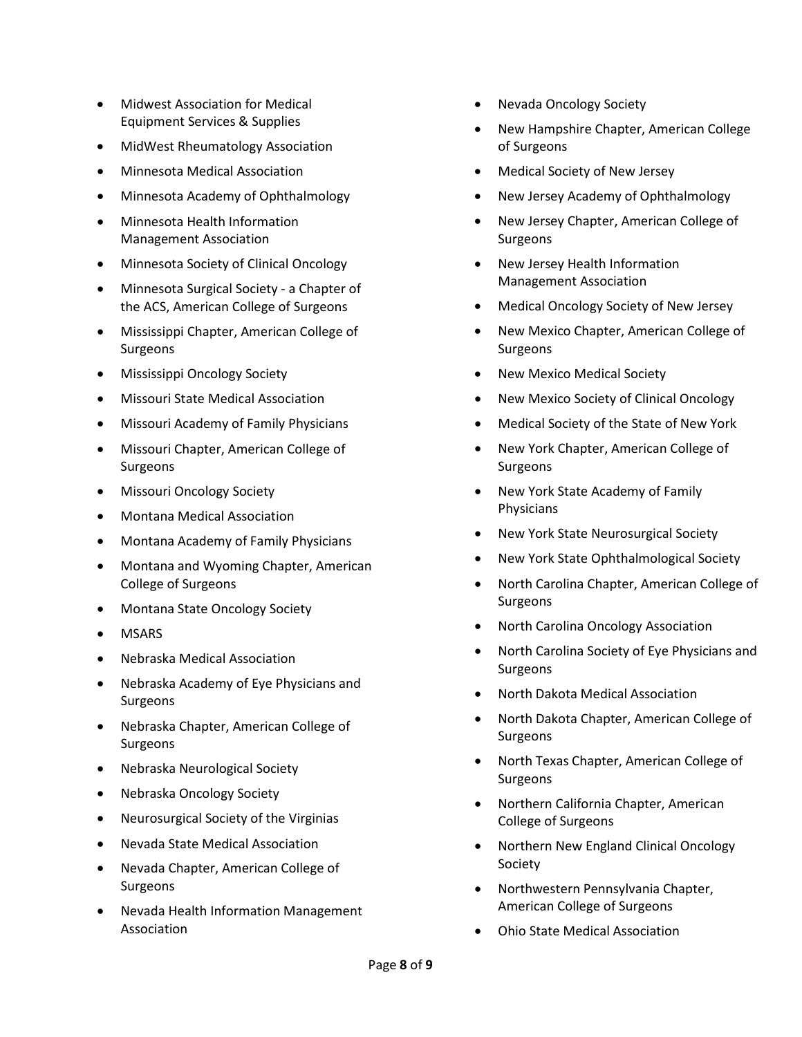- Midwest Association for Medical Equipment Services & Supplies
- MidWest Rheumatology Association
- Minnesota Medical Association
- Minnesota Academy of Ophthalmology
- Minnesota Health Information Management Association
- Minnesota Society of Clinical Oncology
- Minnesota Surgical Society - a Chapter of the ACS, American College of Surgeons
- Mississippi Chapter, American College of Surgeons
- Mississippi Oncology Society
- Missouri State Medical Association
- Missouri Academy of Family Physicians
- Missouri Chapter, American College of Surgeons
- Missouri Oncology Society
- Montana Medical Association
- Montana Academy of Family Physicians
- Montana and Wyoming Chapter, American College of Surgeons
- Montana State Oncology Society
- MSARS
- Nebraska Medical Association
- Nebraska Academy of Eye Physicians and Surgeons
- Nebraska Chapter, American College of Surgeons
- Nebraska Neurological Society
- Nebraska Oncology Society
- Neurosurgical Society of the Virginias
- Nevada State Medical Association
- Nevada Chapter, American College of Surgeons
- Nevada Health Information Management Association
- Nevada Oncology Society
- New Hampshire Chapter, American College of Surgeons
- Medical Society of New Jersey
- New Jersey Academy of Ophthalmology
- New Jersey Chapter, American College of Surgeons
- New Jersey Health Information Management Association
- Medical Oncology Society of New Jersey
- New Mexico Chapter, American College of Surgeons
- New Mexico Medical Society
- New Mexico Society of Clinical Oncology
- Medical Society of the State of New York
- New York Chapter, American College of Surgeons
- New York State Academy of Family Physicians
- New York State Neurosurgical Society
- New York State Ophthalmological Society
- North Carolina Chapter, American College of Surgeons
- North Carolina Oncology Association
- North Carolina Society of Eye Physicians and Surgeons
- North Dakota Medical Association
- North Dakota Chapter, American College of Surgeons
- North Texas Chapter, American College of Surgeons
- Northern California Chapter, American College of Surgeons
- Northern New England Clinical Oncology Society
- Northwestern Pennsylvania Chapter, American College of Surgeons
- Ohio State Medical Association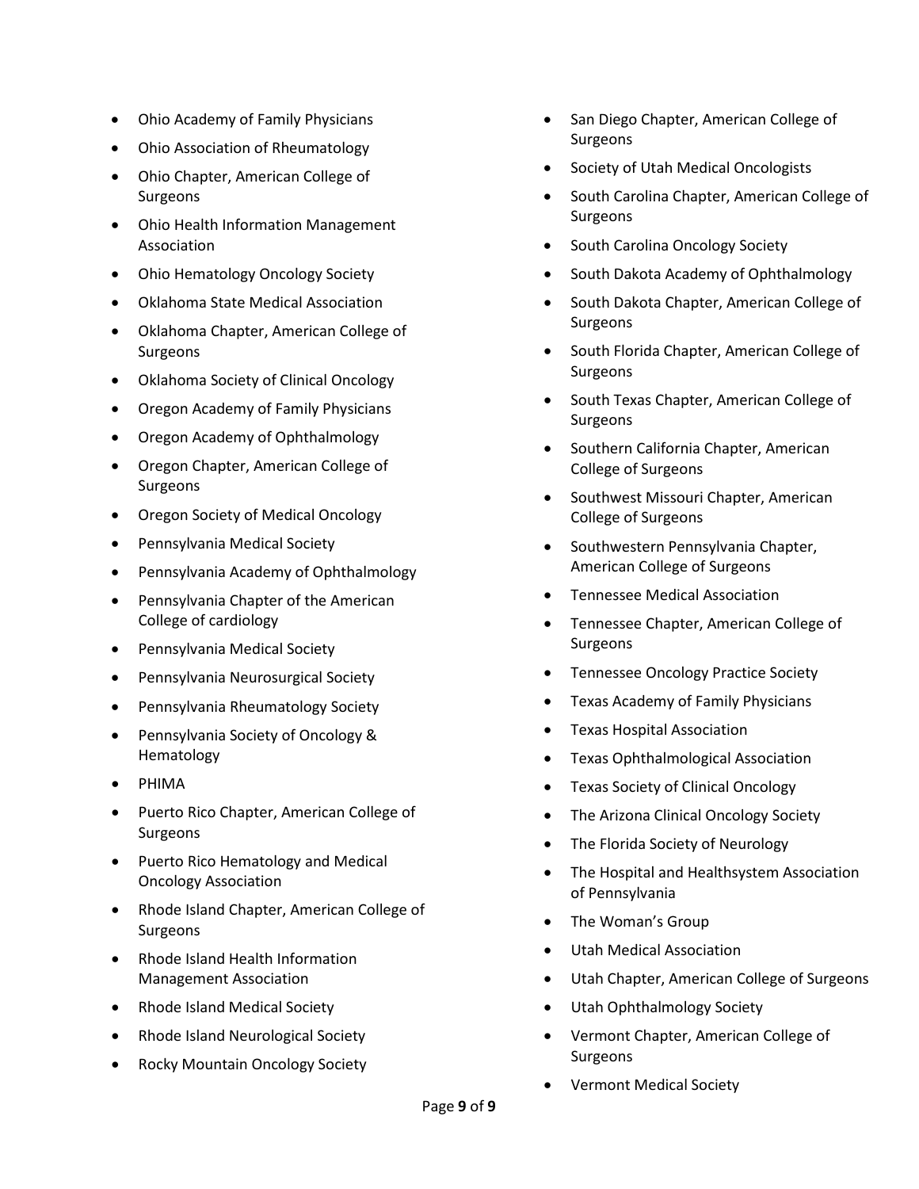- Ohio Academy of Family Physicians
- Ohio Association of Rheumatology
- Ohio Chapter, American College of Surgeons
- Ohio Health Information Management Association
- Ohio Hematology Oncology Society
- Oklahoma State Medical Association
- Oklahoma Chapter, American College of Surgeons
- Oklahoma Society of Clinical Oncology
- Oregon Academy of Family Physicians
- Oregon Academy of Ophthalmology
- Oregon Chapter, American College of Surgeons
- Oregon Society of Medical Oncology
- Pennsylvania Medical Society
- Pennsylvania Academy of Ophthalmology
- Pennsylvania Chapter of the American College of cardiology
- Pennsylvania Medical Society
- Pennsylvania Neurosurgical Society
- Pennsylvania Rheumatology Society
- Pennsylvania Society of Oncology & Hematology
- PHIMA
- Puerto Rico Chapter, American College of Surgeons
- Puerto Rico Hematology and Medical Oncology Association
- Rhode Island Chapter, American College of Surgeons
- Rhode Island Health Information Management Association
- Rhode Island Medical Society
- Rhode Island Neurological Society
- Rocky Mountain Oncology Society
- San Diego Chapter, American College of Surgeons
- Society of Utah Medical Oncologists
- South Carolina Chapter, American College of Surgeons
- South Carolina Oncology Society
- South Dakota Academy of Ophthalmology
- South Dakota Chapter, American College of Surgeons
- South Florida Chapter, American College of Surgeons
- South Texas Chapter, American College of Surgeons
- Southern California Chapter, American College of Surgeons
- Southwest Missouri Chapter, American College of Surgeons
- Southwestern Pennsylvania Chapter, American College of Surgeons
- Tennessee Medical Association
- Tennessee Chapter, American College of Surgeons
- Tennessee Oncology Practice Society
- Texas Academy of Family Physicians
- Texas Hospital Association
- Texas Ophthalmological Association
- Texas Society of Clinical Oncology
- The Arizona Clinical Oncology Society
- The Florida Society of Neurology
- The Hospital and Healthsystem Association of Pennsylvania
- The Woman's Group
- Utah Medical Association
- Utah Chapter, American College of Surgeons
- Utah Ophthalmology Society
- Vermont Chapter, American College of Surgeons
- Vermont Medical Society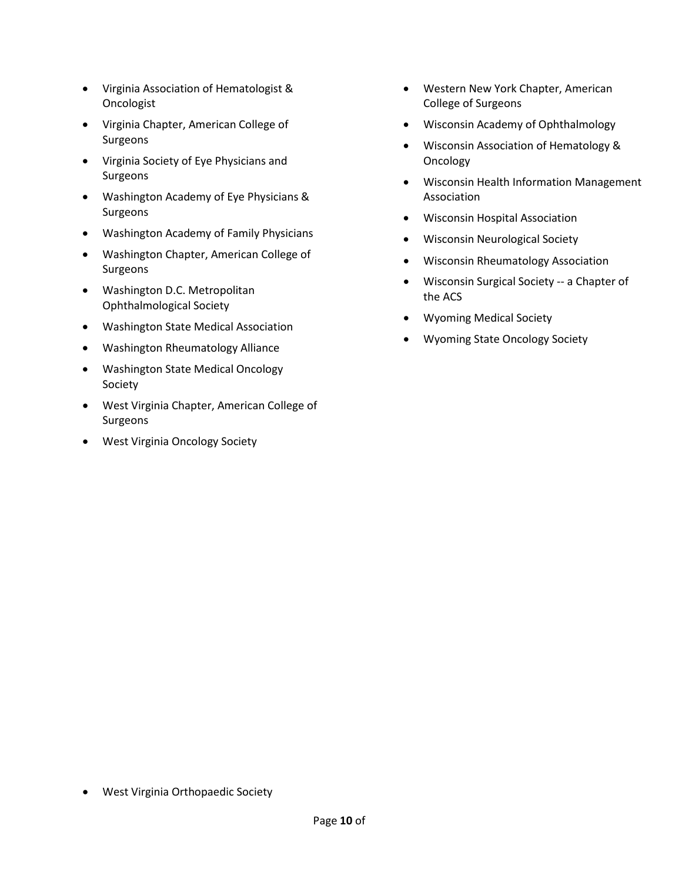- Virginia Association of Hematologist & Oncologist
- Virginia Chapter, American College of Surgeons
- Virginia Society of Eye Physicians and Surgeons
- Washington Academy of Eye Physicians & Surgeons
- Washington Academy of Family Physicians
- Washington Chapter, American College of Surgeons
- Washington D.C. Metropolitan Ophthalmological Society
- Washington State Medical Association
- Washington Rheumatology Alliance
- Washington State Medical Oncology Society
- West Virginia Chapter, American College of Surgeons
- West Virginia Oncology Society
- West Virginia Orthopaedic Society
- Western New York Chapter, American College of Surgeons
- Wisconsin Academy of Ophthalmology
- Wisconsin Association of Hematology & Oncology
- Wisconsin Health Information Management Association
- Wisconsin Hospital Association
- Wisconsin Neurological Society
- Wisconsin Rheumatology Association
- Wisconsin Surgical Society -- a Chapter of the ACS
- Wyoming Medical Society
- Wyoming State Oncology Society